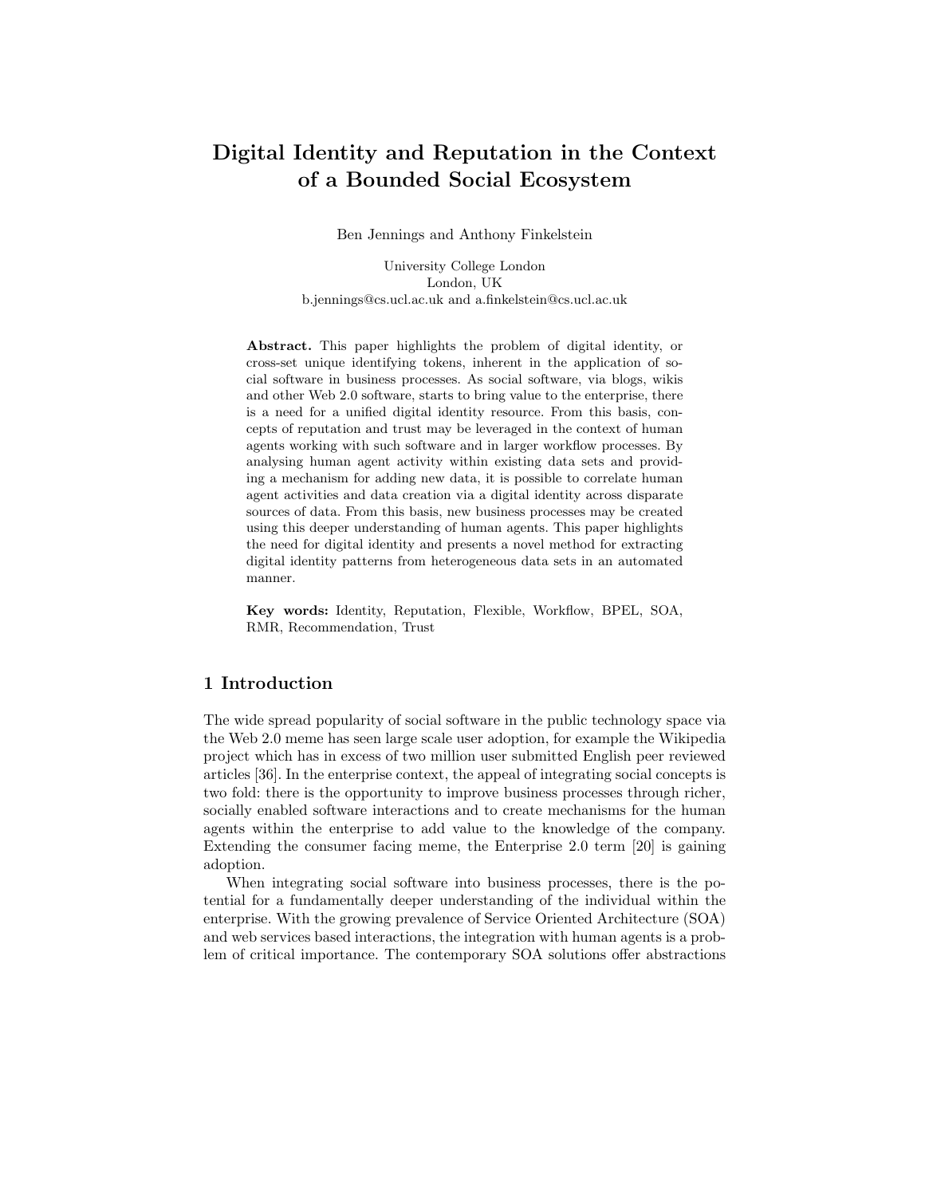# Digital Identity and Reputation in the Context of a Bounded Social Ecosystem

Ben Jennings and Anthony Finkelstein

University College London
London, UK
b.jennings@cs.ucl.ac.uk and a.finkelstein@cs.ucl.ac.uk

**Abstract.** This paper highlights the problem of digital identity, or cross-set unique identifying tokens, inherent in the application of social software in business processes. As social software, via blogs, wikis and other Web 2.0 software, starts to bring value to the enterprise, there is a need for a unified digital identity resource. From this basis, concepts of reputation and trust may be leveraged in the context of human agents working with such software and in larger workflow processes. By analysing human agent activity within existing data sets and providing a mechanism for adding new data, it is possible to correlate human agent activities and data creation via a digital identity across disparate sources of data. From this basis, new business processes may be created using this deeper understanding of human agents. This paper highlights the need for digital identity and presents a novel method for extracting digital identity patterns from heterogeneous data sets in an automated manner.

**Key words:** Identity, Reputation, Flexible, Workflow, BPEL, SOA, RMR, Recommendation, Trust

## 1 Introduction

The wide spread popularity of social software in the public technology space via the Web 2.0 meme has seen large scale user adoption, for example the Wikipedia project which has in excess of two million user submitted English peer reviewed articles [36]. In the enterprise context, the appeal of integrating social concepts is two fold: there is the opportunity to improve business processes through richer, socially enabled software interactions and to create mechanisms for the human agents within the enterprise to add value to the knowledge of the company. Extending the consumer facing meme, the Enterprise 2.0 term [20] is gaining adoption.

When integrating social software into business processes, there is the potential for a fundamentally deeper understanding of the individual within the enterprise. With the growing prevalence of Service Oriented Architecture (SOA) and web services based interactions, the integration with human agents is a problem of critical importance. The contemporary SOA solutions offer abstractions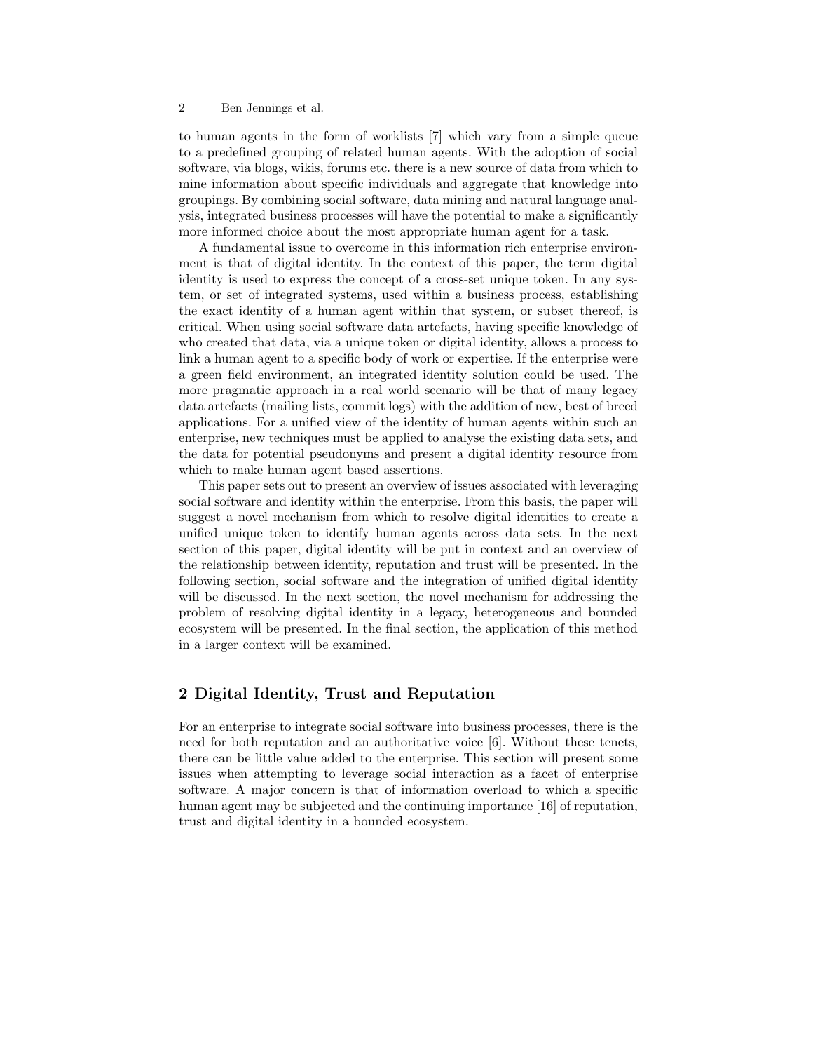to human agents in the form of worklists [7] which vary from a simple queue to a predefined grouping of related human agents. With the adoption of social software, via blogs, wikis, forums etc. there is a new source of data from which to mine information about specific individuals and aggregate that knowledge into groupings. By combining social software, data mining and natural language analysis, integrated business processes will have the potential to make a significantly more informed choice about the most appropriate human agent for a task.

A fundamental issue to overcome in this information rich enterprise environment is that of digital identity. In the context of this paper, the term digital identity is used to express the concept of a cross-set unique token. In any system, or set of integrated systems, used within a business process, establishing the exact identity of a human agent within that system, or subset thereof, is critical. When using social software data artefacts, having specific knowledge of who created that data, via a unique token or digital identity, allows a process to link a human agent to a specific body of work or expertise. If the enterprise were a green field environment, an integrated identity solution could be used. The more pragmatic approach in a real world scenario will be that of many legacy data artefacts (mailing lists, commit logs) with the addition of new, best of breed applications. For a unified view of the identity of human agents within such an enterprise, new techniques must be applied to analyse the existing data sets, and the data for potential pseudonyms and present a digital identity resource from which to make human agent based assertions.

This paper sets out to present an overview of issues associated with leveraging social software and identity within the enterprise. From this basis, the paper will suggest a novel mechanism from which to resolve digital identities to create a unified unique token to identify human agents across data sets. In the next section of this paper, digital identity will be put in context and an overview of the relationship between identity, reputation and trust will be presented. In the following section, social software and the integration of unified digital identity will be discussed. In the next section, the novel mechanism for addressing the problem of resolving digital identity in a legacy, heterogeneous and bounded ecosystem will be presented. In the final section, the application of this method in a larger context will be examined.

## 2 Digital Identity, Trust and Reputation

For an enterprise to integrate social software into business processes, there is the need for both reputation and an authoritative voice [6]. Without these tenets, there can be little value added to the enterprise. This section will present some issues when attempting to leverage social interaction as a facet of enterprise software. A major concern is that of information overload to which a specific human agent may be subjected and the continuing importance [16] of reputation, trust and digital identity in a bounded ecosystem.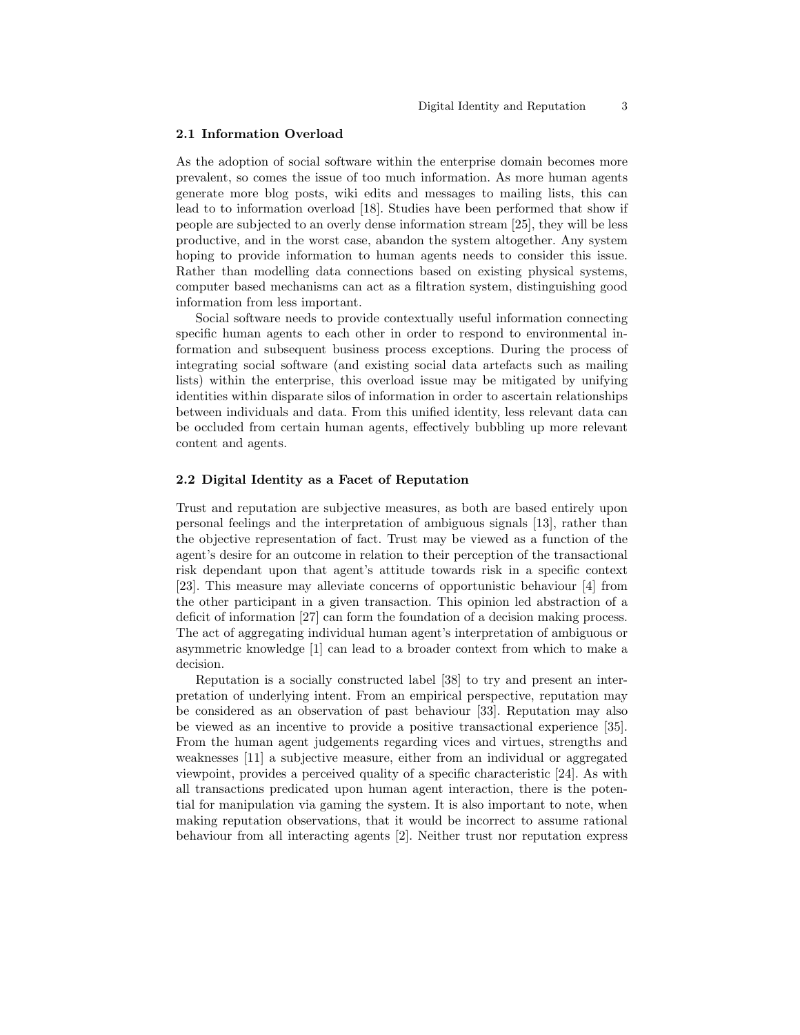### 2.1 Information Overload

As the adoption of social software within the enterprise domain becomes more prevalent, so comes the issue of too much information. As more human agents generate more blog posts, wiki edits and messages to mailing lists, this can lead to to information overload [18]. Studies have been performed that show if people are subjected to an overly dense information stream [25], they will be less productive, and in the worst case, abandon the system altogether. Any system hoping to provide information to human agents needs to consider this issue. Rather than modelling data connections based on existing physical systems, computer based mechanisms can act as a filtration system, distinguishing good information from less important.

Social software needs to provide contextually useful information connecting specific human agents to each other in order to respond to environmental information and subsequent business process exceptions. During the process of integrating social software (and existing social data artefacts such as mailing lists) within the enterprise, this overload issue may be mitigated by unifying identities within disparate silos of information in order to ascertain relationships between individuals and data. From this unified identity, less relevant data can be occluded from certain human agents, effectively bubbling up more relevant content and agents.

### 2.2 Digital Identity as a Facet of Reputation

Trust and reputation are subjective measures, as both are based entirely upon personal feelings and the interpretation of ambiguous signals [13], rather than the objective representation of fact. Trust may be viewed as a function of the agent's desire for an outcome in relation to their perception of the transactional risk dependant upon that agent's attitude towards risk in a specific context [23]. This measure may alleviate concerns of opportunistic behaviour [4] from the other participant in a given transaction. This opinion led abstraction of a deficit of information [27] can form the foundation of a decision making process. The act of aggregating individual human agent's interpretation of ambiguous or asymmetric knowledge [1] can lead to a broader context from which to make a decision.

Reputation is a socially constructed label [38] to try and present an interpretation of underlying intent. From an empirical perspective, reputation may be considered as an observation of past behaviour [33]. Reputation may also be viewed as an incentive to provide a positive transactional experience [35]. From the human agent judgements regarding vices and virtues, strengths and weaknesses [11] a subjective measure, either from an individual or aggregated viewpoint, provides a perceived quality of a specific characteristic [24]. As with all transactions predicated upon human agent interaction, there is the potential for manipulation via gaming the system. It is also important to note, when making reputation observations, that it would be incorrect to assume rational behaviour from all interacting agents [2]. Neither trust nor reputation express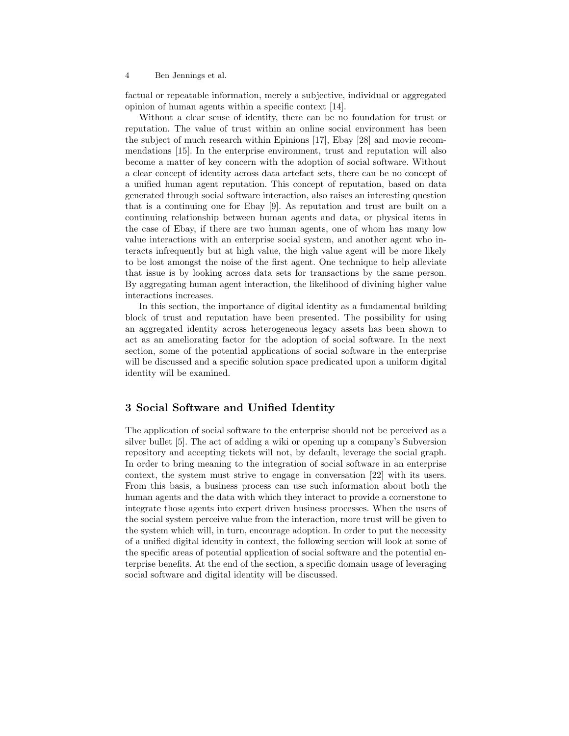factual or repeatable information, merely a subjective, individual or aggregated opinion of human agents within a specific context [14].

Without a clear sense of identity, there can be no foundation for trust or reputation. The value of trust within an online social environment has been the subject of much research within Epinions [17], Ebay [28] and movie recommendations [15]. In the enterprise environment, trust and reputation will also become a matter of key concern with the adoption of social software. Without a clear concept of identity across data artefact sets, there can be no concept of a unified human agent reputation. This concept of reputation, based on data generated through social software interaction, also raises an interesting question that is a continuing one for Ebay [9]. As reputation and trust are built on a continuing relationship between human agents and data, or physical items in the case of Ebay, if there are two human agents, one of whom has many low value interactions with an enterprise social system, and another agent who interacts infrequently but at high value, the high value agent will be more likely to be lost amongst the noise of the first agent. One technique to help alleviate that issue is by looking across data sets for transactions by the same person. By aggregating human agent interaction, the likelihood of divining higher value interactions increases.

In this section, the importance of digital identity as a fundamental building block of trust and reputation have been presented. The possibility for using an aggregated identity across heterogeneous legacy assets has been shown to act as an ameliorating factor for the adoption of social software. In the next section, some of the potential applications of social software in the enterprise will be discussed and a specific solution space predicated upon a uniform digital identity will be examined.

## 3 Social Software and Unified Identity

The application of social software to the enterprise should not be perceived as a silver bullet [5]. The act of adding a wiki or opening up a company's Subversion repository and accepting tickets will not, by default, leverage the social graph. In order to bring meaning to the integration of social software in an enterprise context, the system must strive to engage in conversation [22] with its users. From this basis, a business process can use such information about both the human agents and the data with which they interact to provide a cornerstone to integrate those agents into expert driven business processes. When the users of the social system perceive value from the interaction, more trust will be given to the system which will, in turn, encourage adoption. In order to put the necessity of a unified digital identity in context, the following section will look at some of the specific areas of potential application of social software and the potential enterprise benefits. At the end of the section, a specific domain usage of leveraging social software and digital identity will be discussed.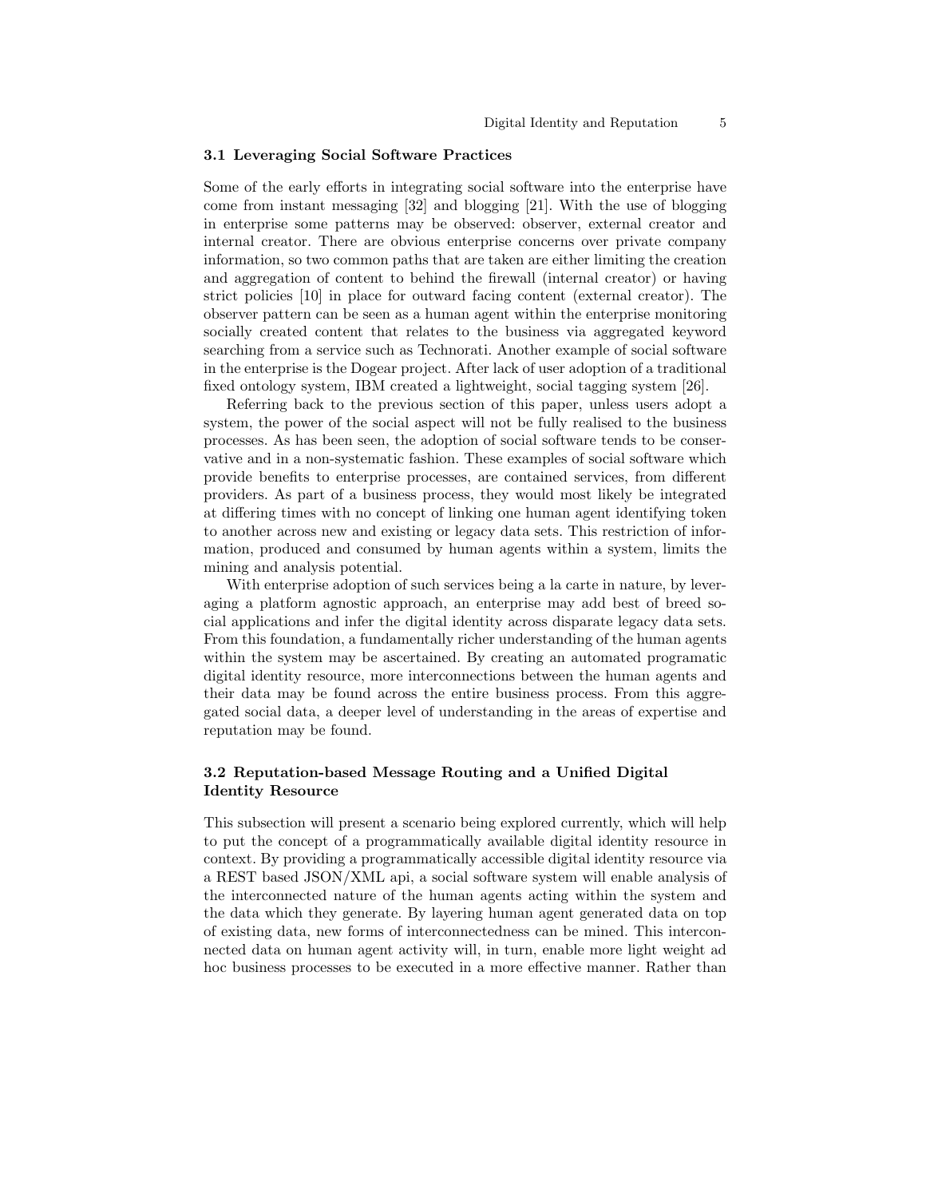### 3.1 Leveraging Social Software Practices

Some of the early efforts in integrating social software into the enterprise have come from instant messaging [32] and blogging [21]. With the use of blogging in enterprise some patterns may be observed: observer, external creator and internal creator. There are obvious enterprise concerns over private company information, so two common paths that are taken are either limiting the creation and aggregation of content to behind the firewall (internal creator) or having strict policies [10] in place for outward facing content (external creator). The observer pattern can be seen as a human agent within the enterprise monitoring socially created content that relates to the business via aggregated keyword searching from a service such as Technorati. Another example of social software in the enterprise is the Dogear project. After lack of user adoption of a traditional fixed ontology system, IBM created a lightweight, social tagging system [26].

Referring back to the previous section of this paper, unless users adopt a system, the power of the social aspect will not be fully realised to the business processes. As has been seen, the adoption of social software tends to be conservative and in a non-systematic fashion. These examples of social software which provide benefits to enterprise processes, are contained services, from different providers. As part of a business process, they would most likely be integrated at differing times with no concept of linking one human agent identifying token to another across new and existing or legacy data sets. This restriction of information, produced and consumed by human agents within a system, limits the mining and analysis potential.

With enterprise adoption of such services being a la carte in nature, by leveraging a platform agnostic approach, an enterprise may add best of breed social applications and infer the digital identity across disparate legacy data sets. From this foundation, a fundamentally richer understanding of the human agents within the system may be ascertained. By creating an automated programatic digital identity resource, more interconnections between the human agents and their data may be found across the entire business process. From this aggregated social data, a deeper level of understanding in the areas of expertise and reputation may be found.

### 3.2 Reputation-based Message Routing and a Unified Digital Identity Resource

This subsection will present a scenario being explored currently, which will help to put the concept of a programmatically available digital identity resource in context. By providing a programmatically accessible digital identity resource via a REST based JSON/XML api, a social software system will enable analysis of the interconnected nature of the human agents acting within the system and the data which they generate. By layering human agent generated data on top of existing data, new forms of interconnectedness can be mined. This interconnected data on human agent activity will, in turn, enable more light weight ad hoc business processes to be executed in a more effective manner. Rather than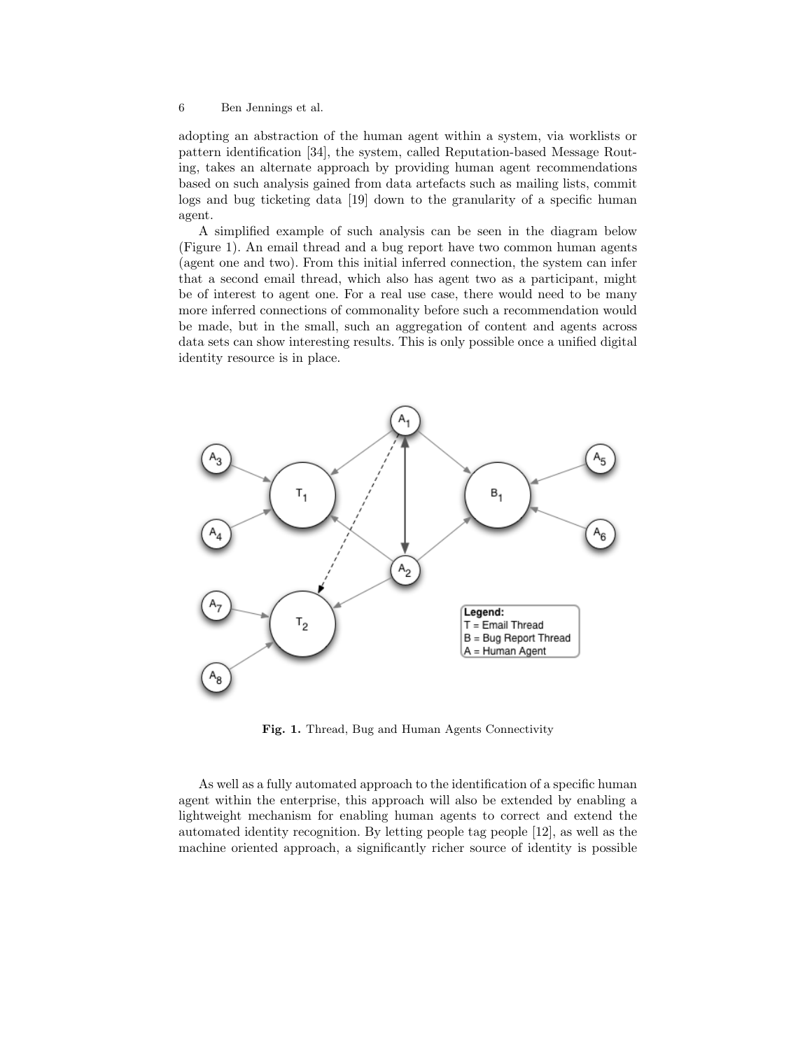adopting an abstraction of the human agent within a system, via worklists or pattern identification [34], the system, called Reputation-based Message Routing, takes an alternate approach by providing human agent recommendations based on such analysis gained from data artefacts such as mailing lists, commit logs and bug ticketing data [19] down to the granularity of a specific human agent.

A simplified example of such analysis can be seen in the diagram below (Figure 1). An email thread and a bug report have two common human agents (agent one and two). From this initial inferred connection, the system can infer that a second email thread, which also has agent two as a participant, might be of interest to agent one. For a real use case, there would need to be many more inferred connections of commonality before such a recommendation would be made, but in the small, such an aggregation of content and agents across data sets can show interesting results. This is only possible once a unified digital identity resource is in place.

**Fig. 1.** Thread, Bug and Human Agents Connectivity

As well as a fully automated approach to the identification of a specific human agent within the enterprise, this approach will also be extended by enabling a lightweight mechanism for enabling human agents to correct and extend the automated identity recognition. By letting people tag people [12], as well as the machine oriented approach, a significantly richer source of identity is possible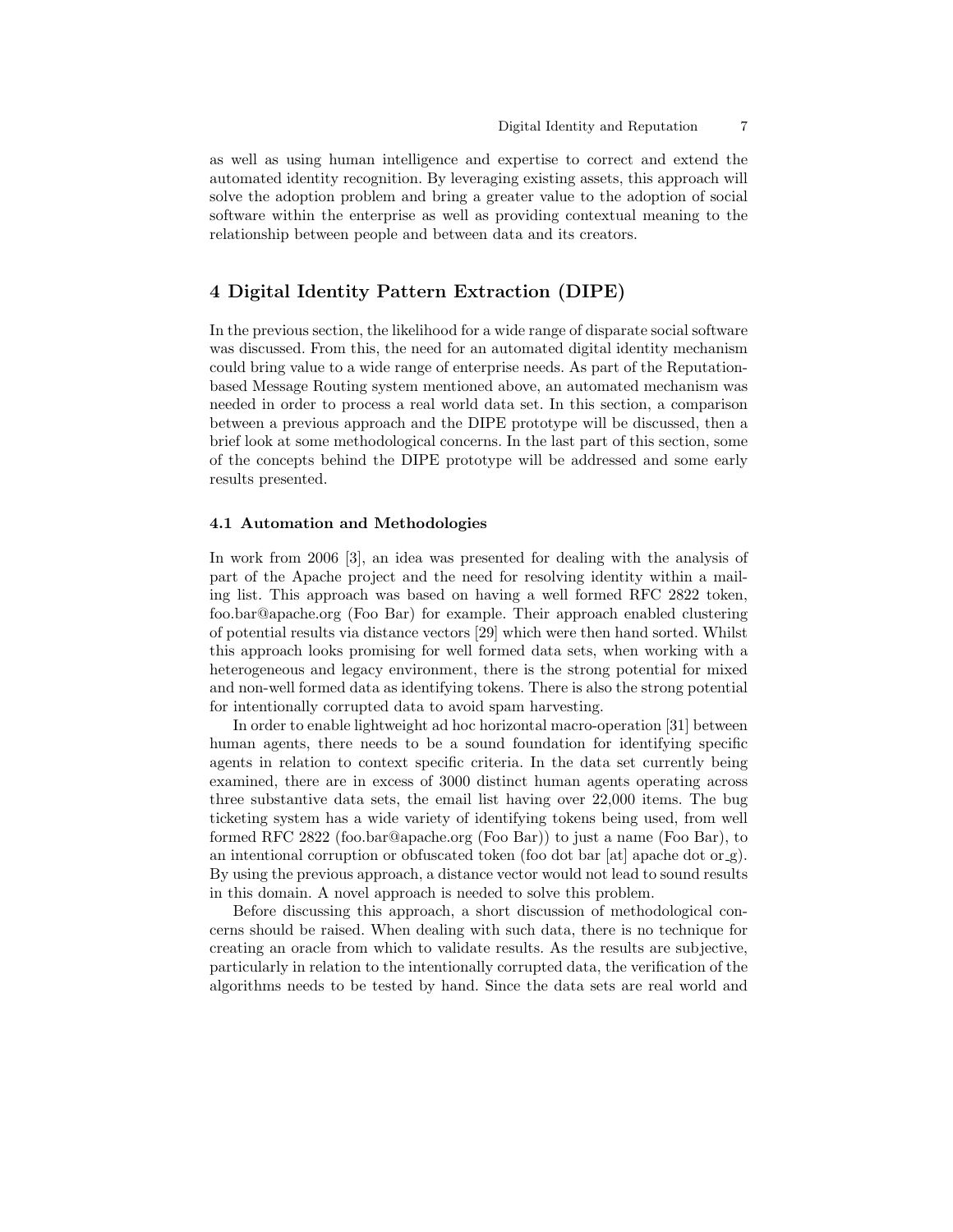as well as using human intelligence and expertise to correct and extend the automated identity recognition. By leveraging existing assets, this approach will solve the adoption problem and bring a greater value to the adoption of social software within the enterprise as well as providing contextual meaning to the relationship between people and between data and its creators.

## 4 Digital Identity Pattern Extraction (DIPE)

In the previous section, the likelihood for a wide range of disparate social software was discussed. From this, the need for an automated digital identity mechanism could bring value to a wide range of enterprise needs. As part of the Reputation-based Message Routing system mentioned above, an automated mechanism was needed in order to process a real world data set. In this section, a comparison between a previous approach and the DIPE prototype will be discussed, then a brief look at some methodological concerns. In the last part of this section, some of the concepts behind the DIPE prototype will be addressed and some early results presented.

### 4.1 Automation and Methodologies

In work from 2006 [3], an idea was presented for dealing with the analysis of part of the Apache project and the need for resolving identity within a mailing list. This approach was based on having a well formed RFC 2822 token, foo.bar@apache.org (Foo Bar) for example. Their approach enabled clustering of potential results via distance vectors [29] which were then hand sorted. Whilst this approach looks promising for well formed data sets, when working with a heterogeneous and legacy environment, there is the strong potential for mixed and non-well formed data as identifying tokens. There is also the strong potential for intentionally corrupted data to avoid spam harvesting.

In order to enable lightweight ad hoc horizontal macro-operation [31] between human agents, there needs to be a sound foundation for identifying specific agents in relation to context specific criteria. In the data set currently being examined, there are in excess of 3000 distinct human agents operating across three substantive data sets, the email list having over 22,000 items. The bug ticketing system has a wide variety of identifying tokens being used, from well formed RFC 2822 (foo.bar@apache.org (Foo Bar)) to just a name (Foo Bar), to an intentional corruption or obfuscated token (foo dot bar [at] apache dot or_g). By using the previous approach, a distance vector would not lead to sound results in this domain. A novel approach is needed to solve this problem.

Before discussing this approach, a short discussion of methodological concerns should be raised. When dealing with such data, there is no technique for creating an oracle from which to validate results. As the results are subjective, particularly in relation to the intentionally corrupted data, the verification of the algorithms needs to be tested by hand. Since the data sets are real world and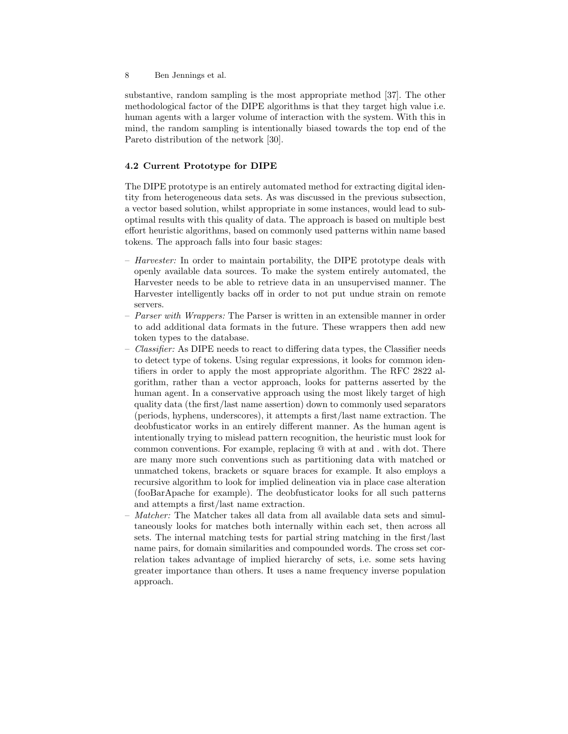substantive, random sampling is the most appropriate method [37]. The other methodological factor of the DIPE algorithms is that they target high value i.e. human agents with a larger volume of interaction with the system. With this in mind, the random sampling is intentionally biased towards the top end of the Pareto distribution of the network [30].

### 4.2 Current Prototype for DIPE

The DIPE prototype is an entirely automated method for extracting digital identity from heterogeneous data sets. As was discussed in the previous subsection, a vector based solution, whilst appropriate in some instances, would lead to suboptimal results with this quality of data. The approach is based on multiple best effort heuristic algorithms, based on commonly used patterns within name based tokens. The approach falls into four basic stages:

- *Harvester:* In order to maintain portability, the DIPE prototype deals with openly available data sources. To make the system entirely automated, the Harvester needs to be able to retrieve data in an unsupervised manner. The Harvester intelligently backs off in order to not put undue strain on remote servers.
- *Parser with Wrappers:* The Parser is written in an extensible manner in order to add additional data formats in the future. These wrappers then add new token types to the database.
- *Classifier:* As DIPE needs to react to differing data types, the Classifier needs to detect type of tokens. Using regular expressions, it looks for common identifiers in order to apply the most appropriate algorithm. The RFC 2822 algorithm, rather than a vector approach, looks for patterns asserted by the human agent. In a conservative approach using the most likely target of high quality data (the first/last name assertion) down to commonly used separators (periods, hyphens, underscores), it attempts a first/last name extraction. The deobfusticator works in an entirely different manner. As the human agent is intentionally trying to mislead pattern recognition, the heuristic must look for common conventions. For example, replacing @ with at and . with dot. There are many more such conventions such as partitioning data with matched or unmatched tokens, brackets or square braces for example. It also employs a recursive algorithm to look for implied delineation via in place case alteration (fooBarApache for example). The deobfusticator looks for all such patterns and attempts a first/last name extraction.
- *Matcher:* The Matcher takes all data from all available data sets and simultaneously looks for matches both internally within each set, then across all sets. The internal matching tests for partial string matching in the first/last name pairs, for domain similarities and compounded words. The cross set correlation takes advantage of implied hierarchy of sets, i.e. some sets having greater importance than others. It uses a name frequency inverse population approach.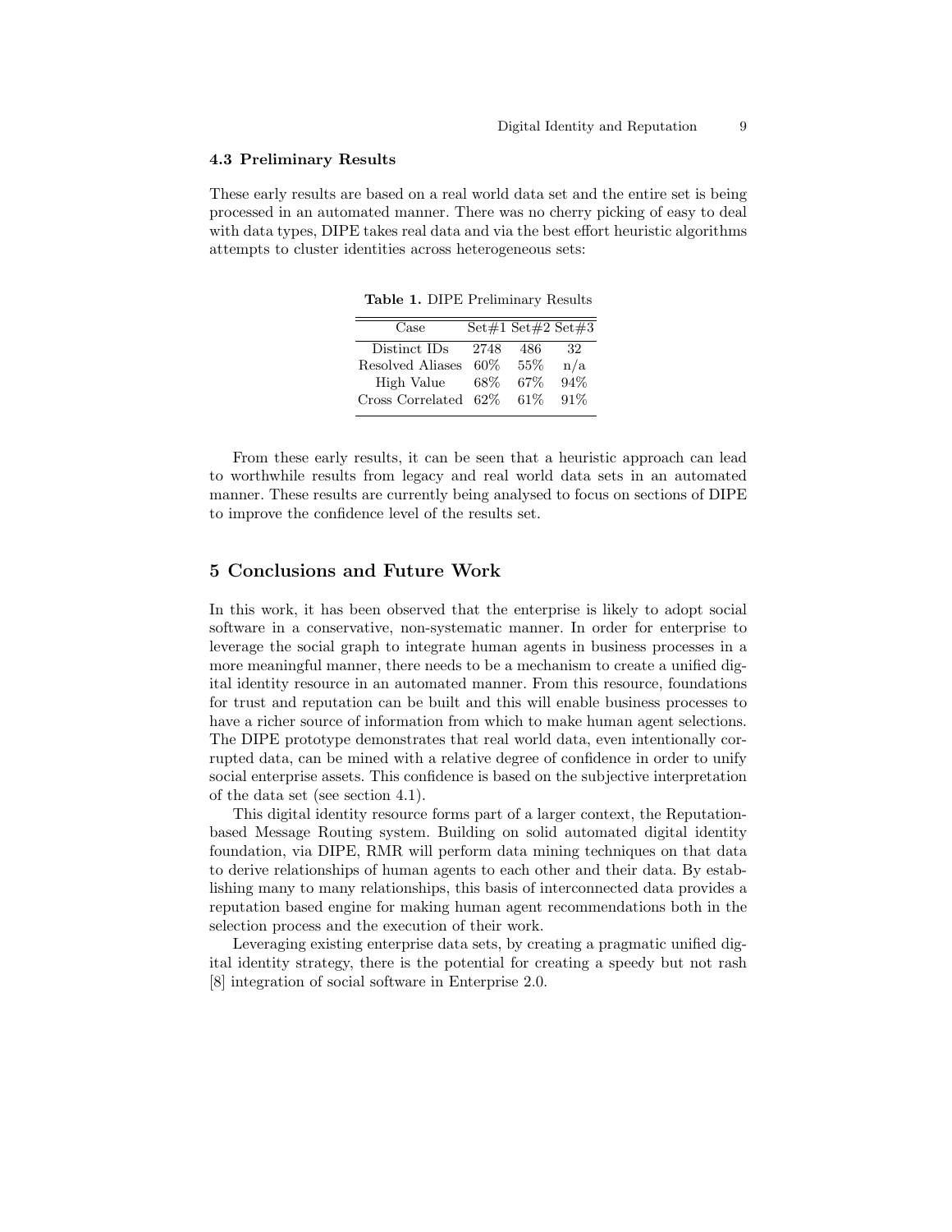### 4.3 Preliminary Results

These early results are based on a real world data set and the entire set is being processed in an automated manner. There was no cherry picking of easy to deal with data types, DIPE takes real data and via the best effort heuristic algorithms attempts to cluster identities across heterogeneous sets:

**Table 1.** DIPE Preliminary Results

| Case | Set#1 | Set#2 | Set#3 |
|---|---|---|---|
| Distinct IDs | 2748 | 486 | 32 |
| Resolved Aliases | 60% | 55% | n/a |
| High Value | 68% | 67% | 94% |
| Cross Correlated | 62% | 61% | 91% |

From these early results, it can be seen that a heuristic approach can lead to worthwhile results from legacy and real world data sets in an automated manner. These results are currently being analysed to focus on sections of DIPE to improve the confidence level of the results set.

## 5 Conclusions and Future Work

In this work, it has been observed that the enterprise is likely to adopt social software in a conservative, non-systematic manner. In order for enterprise to leverage the social graph to integrate human agents in business processes in a more meaningful manner, there needs to be a mechanism to create a unified digital identity resource in an automated manner. From this resource, foundations for trust and reputation can be built and this will enable business processes to have a richer source of information from which to make human agent selections. The DIPE prototype demonstrates that real world data, even intentionally corrupted data, can be mined with a relative degree of confidence in order to unify social enterprise assets. This confidence is based on the subjective interpretation of the data set (see section 4.1).

This digital identity resource forms part of a larger context, the Reputation-based Message Routing system. Building on solid automated digital identity foundation, via DIPE, RMR will perform data mining techniques on that data to derive relationships of human agents to each other and their data. By establishing many to many relationships, this basis of interconnected data provides a reputation based engine for making human agent recommendations both in the selection process and the execution of their work.

Leveraging existing enterprise data sets, by creating a pragmatic unified digital identity strategy, there is the potential for creating a speedy but not rash [8] integration of social software in Enterprise 2.0.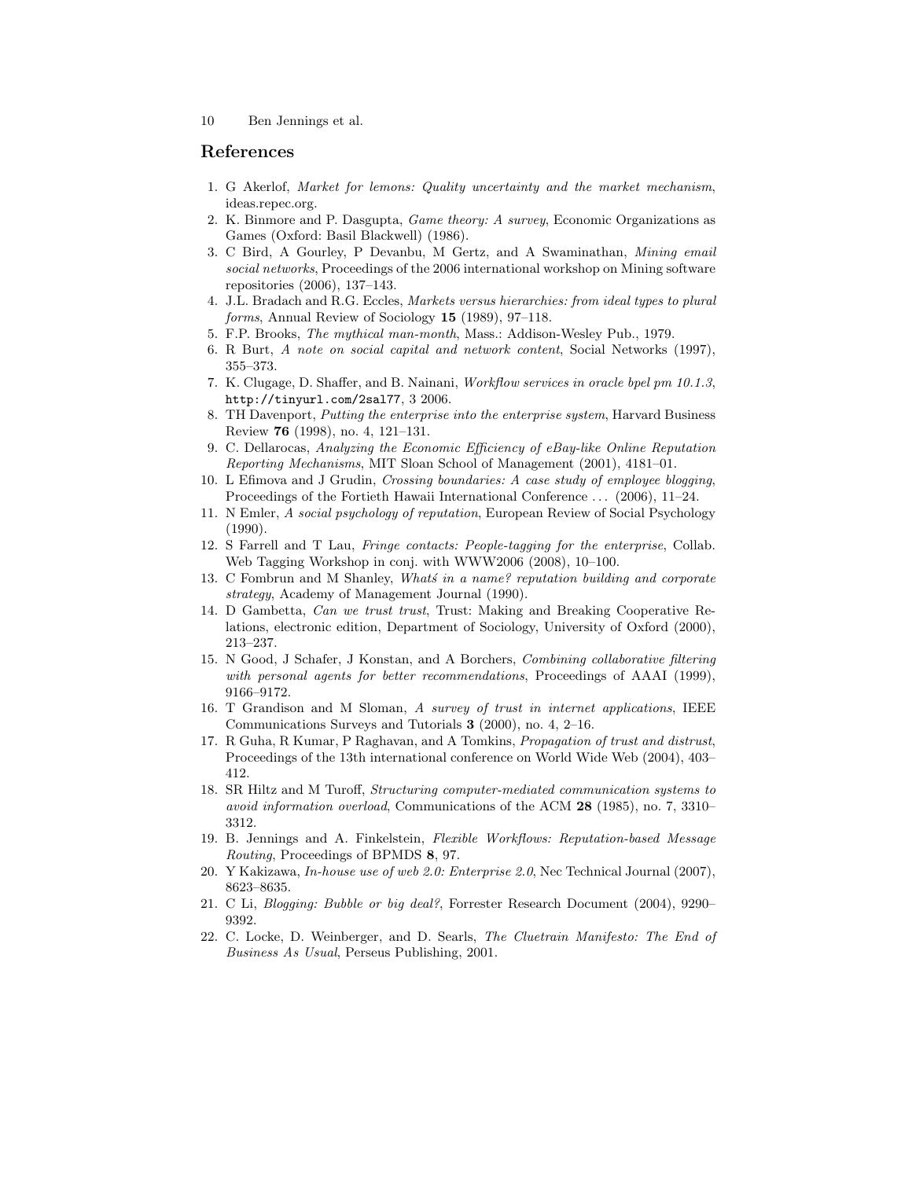## References

1. G Akerlof, *Market for lemons: Quality uncertainty and the market mechanism*, ideas.repec.org.
2. K. Binmore and P. Dasgupta, *Game theory: A survey*, Economic Organizations as Games (Oxford: Basil Blackwell) (1986).
3. C Bird, A Gourley, P Devanbu, M Gertz, and A Swaminathan, *Mining email social networks*, Proceedings of the 2006 international workshop on Mining software repositories (2006), 137–143.
4. J.L. Bradach and R.G. Eccles, *Markets versus hierarchies: from ideal types to plural forms*, Annual Review of Sociology **15** (1989), 97–118.
5. F.P. Brooks, *The mythical man-month*, Mass.: Addison-Wesley Pub., 1979.
6. R Burt, *A note on social capital and network content*, Social Networks (1997), 355–373.
7. K. Clugage, D. Shaffer, and B. Nainani, *Workflow services in oracle bpel pm 10.1.3*, `http://tinyurl.com/2sal77`, 3 2006.
8. TH Davenport, *Putting the enterprise into the enterprise system*, Harvard Business Review **76** (1998), no. 4, 121–131.
9. C. Dellarocas, *Analyzing the Economic Efficiency of eBay-like Online Reputation Reporting Mechanisms*, MIT Sloan School of Management (2001), 4181–01.
10. L Efimova and J Grudin, *Crossing boundaries: A case study of employee blogging*, Proceedings of the Fortieth Hawaii International Conference ... (2006), 11–24.
11. N Emler, *A social psychology of reputation*, European Review of Social Psychology (1990).
12. S Farrell and T Lau, *Fringe contacts: People-tagging for the enterprise*, Collab. Web Tagging Workshop in conj. with WWW2006 (2008), 10–100.
13. C Fombrun and M Shanley, *Whatś in a name? reputation building and corporate strategy*, Academy of Management Journal (1990).
14. D Gambetta, *Can we trust trust*, Trust: Making and Breaking Cooperative Relations, electronic edition, Department of Sociology, University of Oxford (2000), 213–237.
15. N Good, J Schafer, J Konstan, and A Borchers, *Combining collaborative filtering with personal agents for better recommendations*, Proceedings of AAAI (1999), 9166–9172.
16. T Grandison and M Sloman, *A survey of trust in internet applications*, IEEE Communications Surveys and Tutorials **3** (2000), no. 4, 2–16.
17. R Guha, R Kumar, P Raghavan, and A Tomkins, *Propagation of trust and distrust*, Proceedings of the 13th international conference on World Wide Web (2004), 403–412.
18. SR Hiltz and M Turoff, *Structuring computer-mediated communication systems to avoid information overload*, Communications of the ACM **28** (1985), no. 7, 3310–3312.
19. B. Jennings and A. Finkelstein, *Flexible Workflows: Reputation-based Message Routing*, Proceedings of BPMDS **8**, 97.
20. Y Kakizawa, *In-house use of web 2.0: Enterprise 2.0*, Nec Technical Journal (2007), 8623–8635.
21. C Li, *Blogging: Bubble or big deal?*, Forrester Research Document (2004), 9290–9392.
22. C. Locke, D. Weinberger, and D. Searls, *The Cluetrain Manifesto: The End of Business As Usual*, Perseus Publishing, 2001.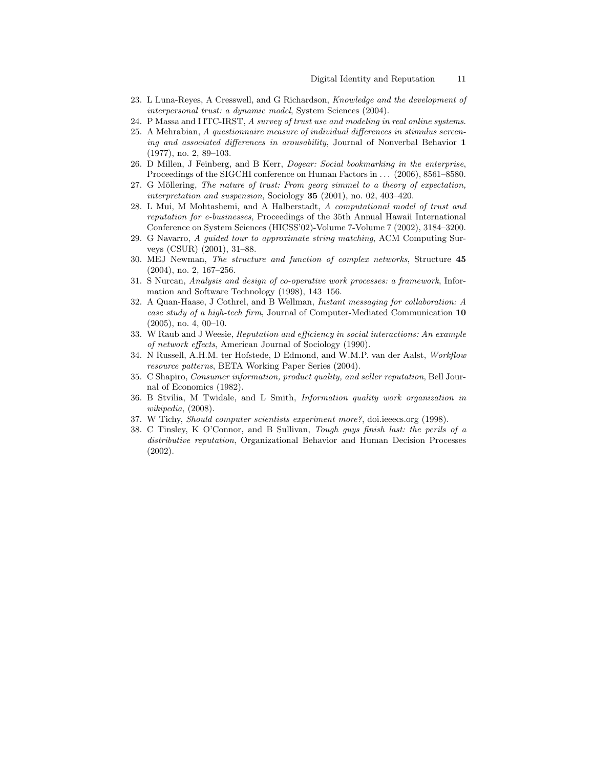23. L Luna-Reyes, A Cresswell, and G Richardson, *Knowledge and the development of interpersonal trust: a dynamic model*, System Sciences (2004).
24. P Massa and I ITC-IRST, *A survey of trust use and modeling in real online systems.*
25. A Mehrabian, *A questionnaire measure of individual differences in stimulus screening and associated differences in arousability*, Journal of Nonverbal Behavior **1** (1977), no. 2, 89–103.
26. D Millen, J Feinberg, and B Kerr, *Dogear: Social bookmarking in the enterprise*, Proceedings of the SIGCHI conference on Human Factors in ... (2006), 8561–8580.
27. G Möllering, *The nature of trust: From georg simmel to a theory of expectation, interpretation and suspension*, Sociology **35** (2001), no. 02, 403–420.
28. L Mui, M Mohtashemi, and A Halberstadt, *A computational model of trust and reputation for e-businesses*, Proceedings of the 35th Annual Hawaii International Conference on System Sciences (HICSS'02)-Volume 7-Volume 7 (2002), 3184–3200.
29. G Navarro, *A guided tour to approximate string matching*, ACM Computing Surveys (CSUR) (2001), 31–88.
30. MEJ Newman, *The structure and function of complex networks*, Structure **45** (2004), no. 2, 167–256.
31. S Nurcan, *Analysis and design of co-operative work processes: a framework*, Information and Software Technology (1998), 143–156.
32. A Quan-Haase, J Cothrel, and B Wellman, *Instant messaging for collaboration: A case study of a high-tech firm*, Journal of Computer-Mediated Communication **10** (2005), no. 4, 00–10.
33. W Raub and J Weesie, *Reputation and efficiency in social interactions: An example of network effects*, American Journal of Sociology (1990).
34. N Russell, A.H.M. ter Hofstede, D Edmond, and W.M.P. van der Aalst, *Workflow resource patterns*, BETA Working Paper Series (2004).
35. C Shapiro, *Consumer information, product quality, and seller reputation*, Bell Journal of Economics (1982).
36. B Stvilia, M Twidale, and L Smith, *Information quality work organization in wikipedia*, (2008).
37. W Tichy, *Should computer scientists experiment more?*, doi.ieeecs.org (1998).
38. C Tinsley, K O'Connor, and B Sullivan, *Tough guys finish last: the perils of a distributive reputation*, Organizational Behavior and Human Decision Processes (2002).